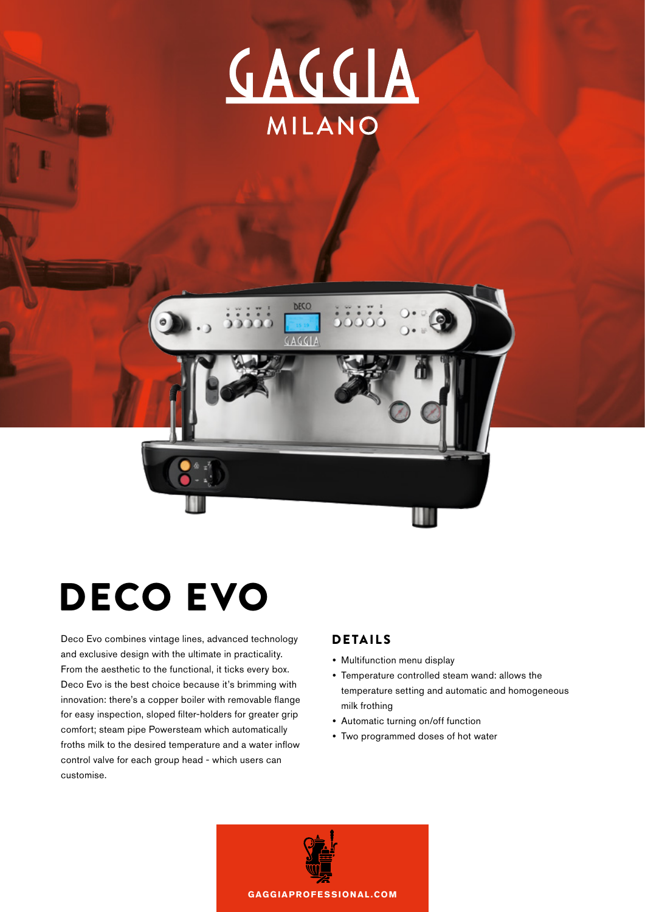# GAGGIA

MILANO

# DECO EVO

Deco Evo combines vintage lines, advanced technology and exclusive design with the ultimate in practicality. From the aesthetic to the functional, it ticks every box. Deco Evo is the best choice because it's brimming with innovation: there's a copper boiler with removable flange for easy inspection, sloped filter-holders for greater grip comfort; steam pipe Powersteam which automatically froths milk to the desired temperature and a water inflow control valve for each group head - which users can customise.

## DETAILS

- Multifunction menu display
- Temperature controlled steam wand: allows the temperature setting and automatic and homogeneous milk frothing
- Automatic turning on/off function
- Two programmed doses of hot water

**GAGGIAPROFESSIONAL.COM**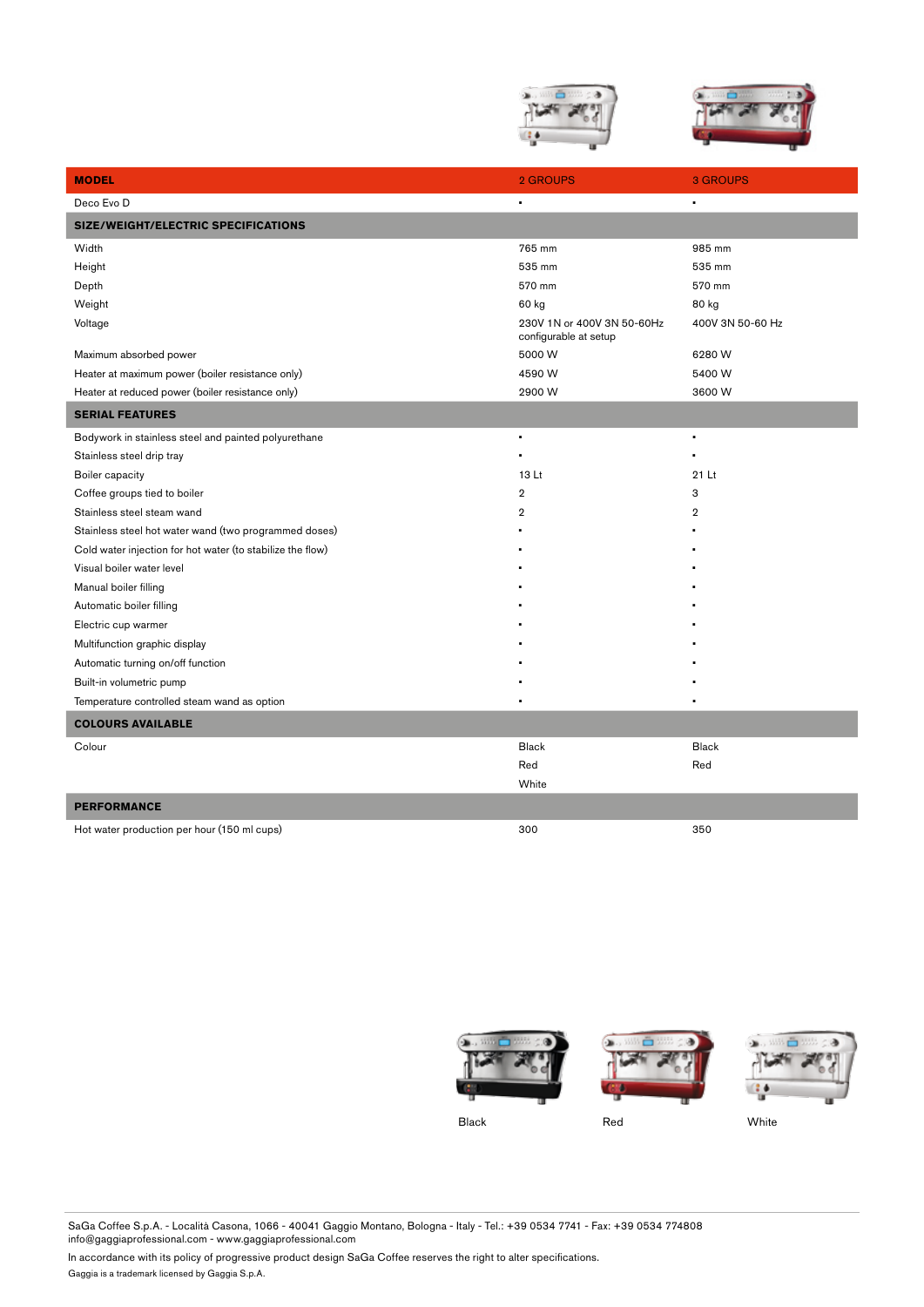| MODEL | 2 GROUPS | 3 GROUPS |
|---|---|---|
| Deco Evo D | ▪ | ▪ |
| **SIZE/WEIGHT/ELECTRIC SPECIFICATIONS** | | |
| Width | 765 mm | 985 mm |
| Height | 535 mm | 535 mm |
| Depth | 570 mm | 570 mm |
| Weight | 60 kg | 80 kg |
| Voltage | 230V 1N or 400V 3N 50-60Hz configurable at setup | 400V 3N 50-60 Hz |
| Maximum absorbed power | 5000 W | 6280 W |
| Heater at maximum power (boiler resistance only) | 4590 W | 5400 W |
| Heater at reduced power (boiler resistance only) | 2900 W | 3600 W |
| **SERIAL FEATURES** | | |
| Bodywork in stainless steel and painted polyurethane | ▪ | ▪ |
| Stainless steel drip tray | ▪ | ▪ |
| Boiler capacity | 13 Lt | 21 Lt |
| Coffee groups tied to boiler | 2 | 3 |
| Stainless steel steam wand | 2 | 2 |
| Stainless steel hot water wand (two programmed doses) | ▪ | ▪ |
| Cold water injection for hot water (to stabilize the flow) | ▪ | ▪ |
| Visual boiler water level | ▪ | ▪ |
| Manual boiler filling | ▪ | ▪ |
| Automatic boiler filling | ▪ | ▪ |
| Electric cup warmer | ▪ | ▪ |
| Multifunction graphic display | ▪ | ▪ |
| Automatic turning on/off function | ▪ | ▪ |
| Built-in volumetric pump | ▪ | ▪ |
| Temperature controlled steam wand as option | ▪ | ▪ |
| **COLOURS AVAILABLE** | | |
| Colour | Black<br>Red<br>White | Black<br>Red |
| **PERFORMANCE** | | |
| Hot water production per hour (150 ml cups) | 300 | 350 |

Black

Red

White

SaGa Coffee S.p.A. - Località Casona, 1066 - 40041 Gaggio Montano, Bologna - Italy - Tel.: +39 0534 7741 - Fax: +39 0534 774808
info@gaggiaprofessional.com - www.gaggiaprofessional.com

In accordance with its policy of progressive product design SaGa Coffee reserves the right to alter specifications.

Gaggia is a trademark licensed by Gaggia S.p.A.